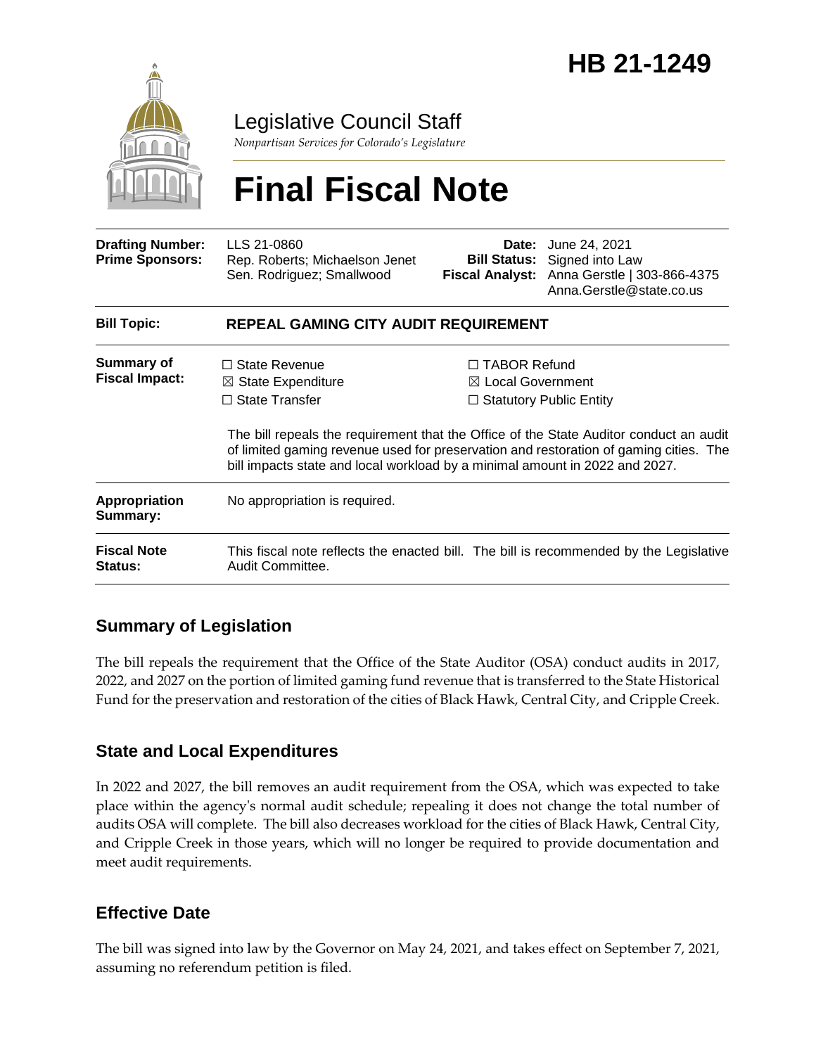# HB 21-1249

Legislative Council Staff

*Nonpartisan Services for Colorado's Legislature*

# Final Fiscal Note

| | | | |
|---|---|---|---|
| **Drafting Number:** | LLS 21-0860 | **Date:** | June 24, 2021 |
| **Prime Sponsors:** | Rep. Roberts; Michaelson Jenet<br>Sen. Rodriguez; Smallwood | **Bill Status:** | Signed into Law |
| | | **Fiscal Analyst:** | Anna Gerstle \| 303-866-4375<br>Anna.Gerstle@state.co.us |

| | |
|---|---|
| **Bill Topic:** | **REPEAL GAMING CITY AUDIT REQUIREMENT** |
| **Summary of Fiscal Impact:** | ☐ State Revenue ☒ State Expenditure ☐ State Transfer ☐ TABOR Refund ☒ Local Government ☐ Statutory Public Entity<br><br>The bill repeals the requirement that the Office of the State Auditor conduct an audit of limited gaming revenue used for preservation and restoration of gaming cities. The bill impacts state and local workload by a minimal amount in 2022 and 2027. |
| **Appropriation Summary:** | No appropriation is required. |
| **Fiscal Note Status:** | This fiscal note reflects the enacted bill. The bill is recommended by the Legislative Audit Committee. |

## Summary of Legislation

The bill repeals the requirement that the Office of the State Auditor (OSA) conduct audits in 2017, 2022, and 2027 on the portion of limited gaming fund revenue that is transferred to the State Historical Fund for the preservation and restoration of the cities of Black Hawk, Central City, and Cripple Creek.

## State and Local Expenditures

In 2022 and 2027, the bill removes an audit requirement from the OSA, which was expected to take place within the agency's normal audit schedule; repealing it does not change the total number of audits OSA will complete. The bill also decreases workload for the cities of Black Hawk, Central City, and Cripple Creek in those years, which will no longer be required to provide documentation and meet audit requirements.

## Effective Date

The bill was signed into law by the Governor on May 24, 2021, and takes effect on September 7, 2021, assuming no referendum petition is filed.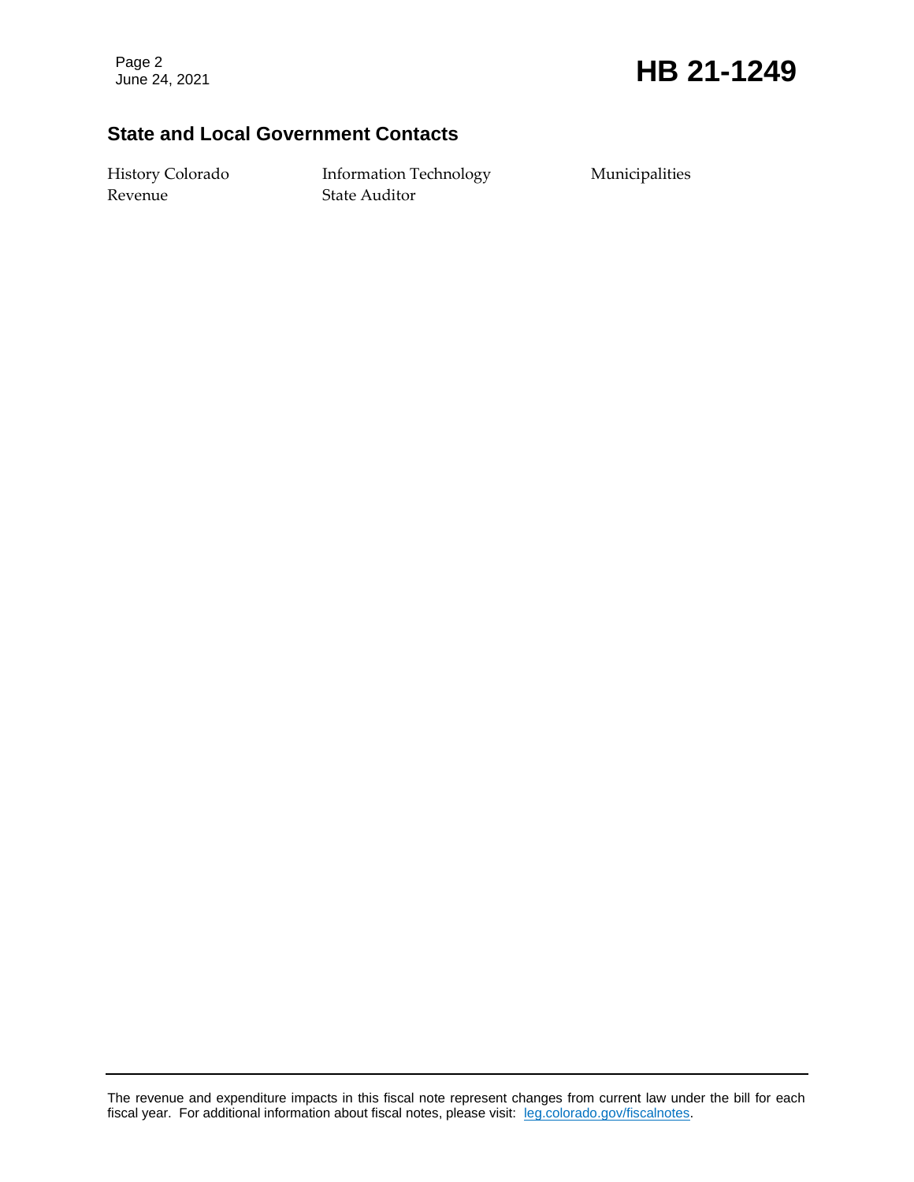## State and Local Government Contacts

| | | |
|---|---|---|
| History Colorado | Information Technology | Municipalities |
| Revenue | State Auditor | |

The revenue and expenditure impacts in this fiscal note represent changes from current law under the bill for each fiscal year. For additional information about fiscal notes, please visit: leg.colorado.gov/fiscalnotes.